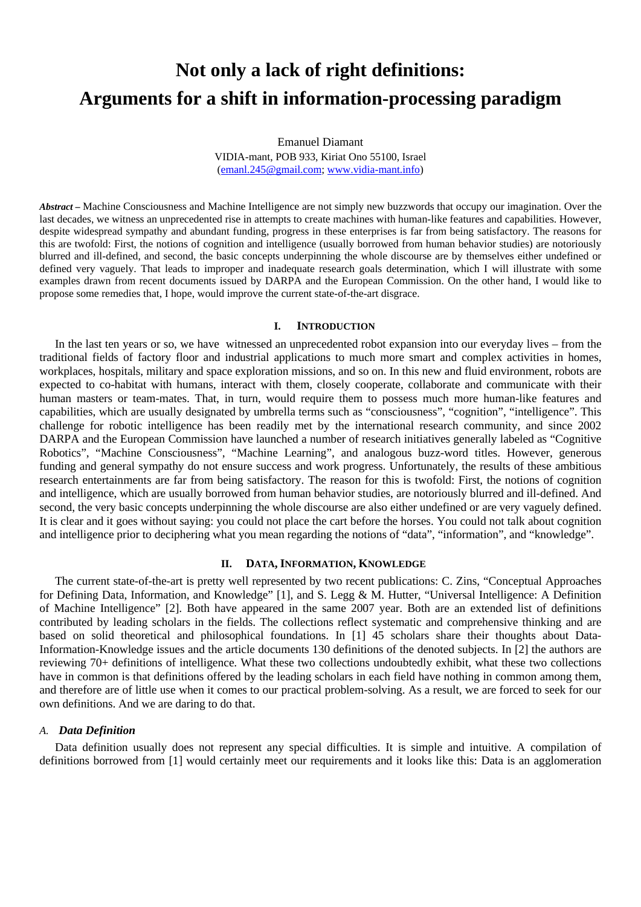# Not only a lack of right definitions: Arguments for a shift in information-processing paradigm

Emanuel Diamant

VIDIA-mant, POB 933, Kiriat Ono 55100, Israel

(emanl.245@gmail.com; www.vidia-mant.info)

***Abstract –*** Machine Consciousness and Machine Intelligence are not simply new buzzwords that occupy our imagination. Over the last decades, we witness an unprecedented rise in attempts to create machines with human-like features and capabilities. However, despite widespread sympathy and abundant funding, progress in these enterprises is far from being satisfactory. The reasons for this are twofold: First, the notions of cognition and intelligence (usually borrowed from human behavior studies) are notoriously blurred and ill-defined, and second, the basic concepts underpinning the whole discourse are by themselves either undefined or defined very vaguely. That leads to improper and inadequate research goals determination, which I will illustrate with some examples drawn from recent documents issued by DARPA and the European Commission. On the other hand, I would like to propose some remedies that, I hope, would improve the current state-of-the-art disgrace.

## I. Introduction

In the last ten years or so, we have witnessed an unprecedented robot expansion into our everyday lives – from the traditional fields of factory floor and industrial applications to much more smart and complex activities in homes, workplaces, hospitals, military and space exploration missions, and so on. In this new and fluid environment, robots are expected to co-habitat with humans, interact with them, closely cooperate, collaborate and communicate with their human masters or team-mates. That, in turn, would require them to possess much more human-like features and capabilities, which are usually designated by umbrella terms such as "consciousness", "cognition", "intelligence". This challenge for robotic intelligence has been readily met by the international research community, and since 2002 DARPA and the European Commission have launched a number of research initiatives generally labeled as "Cognitive Robotics", "Machine Consciousness", "Machine Learning", and analogous buzz-word titles. However, generous funding and general sympathy do not ensure success and work progress. Unfortunately, the results of these ambitious research entertainments are far from being satisfactory. The reason for this is twofold: First, the notions of cognition and intelligence, which are usually borrowed from human behavior studies, are notoriously blurred and ill-defined. And second, the very basic concepts underpinning the whole discourse are also either undefined or are very vaguely defined. It is clear and it goes without saying: you could not place the cart before the horses. You could not talk about cognition and intelligence prior to deciphering what you mean regarding the notions of "data", "information", and "knowledge".

## II. Data, Information, Knowledge

The current state-of-the-art is pretty well represented by two recent publications: C. Zins, "Conceptual Approaches for Defining Data, Information, and Knowledge" [1], and S. Legg & M. Hutter, "Universal Intelligence: A Definition of Machine Intelligence" [2]. Both have appeared in the same 2007 year. Both are an extended list of definitions contributed by leading scholars in the fields. The collections reflect systematic and comprehensive thinking and are based on solid theoretical and philosophical foundations. In [1] 45 scholars share their thoughts about Data-Information-Knowledge issues and the article documents 130 definitions of the denoted subjects. In [2] the authors are reviewing 70+ definitions of intelligence. What these two collections undoubtedly exhibit, what these two collections have in common is that definitions offered by the leading scholars in each field have nothing in common among them, and therefore are of little use when it comes to our practical problem-solving. As a result, we are forced to seek for our own definitions. And we are daring to do that.

### *A. Data Definition*

Data definition usually does not represent any special difficulties. It is simple and intuitive. A compilation of definitions borrowed from [1] would certainly meet our requirements and it looks like this: Data is an agglomeration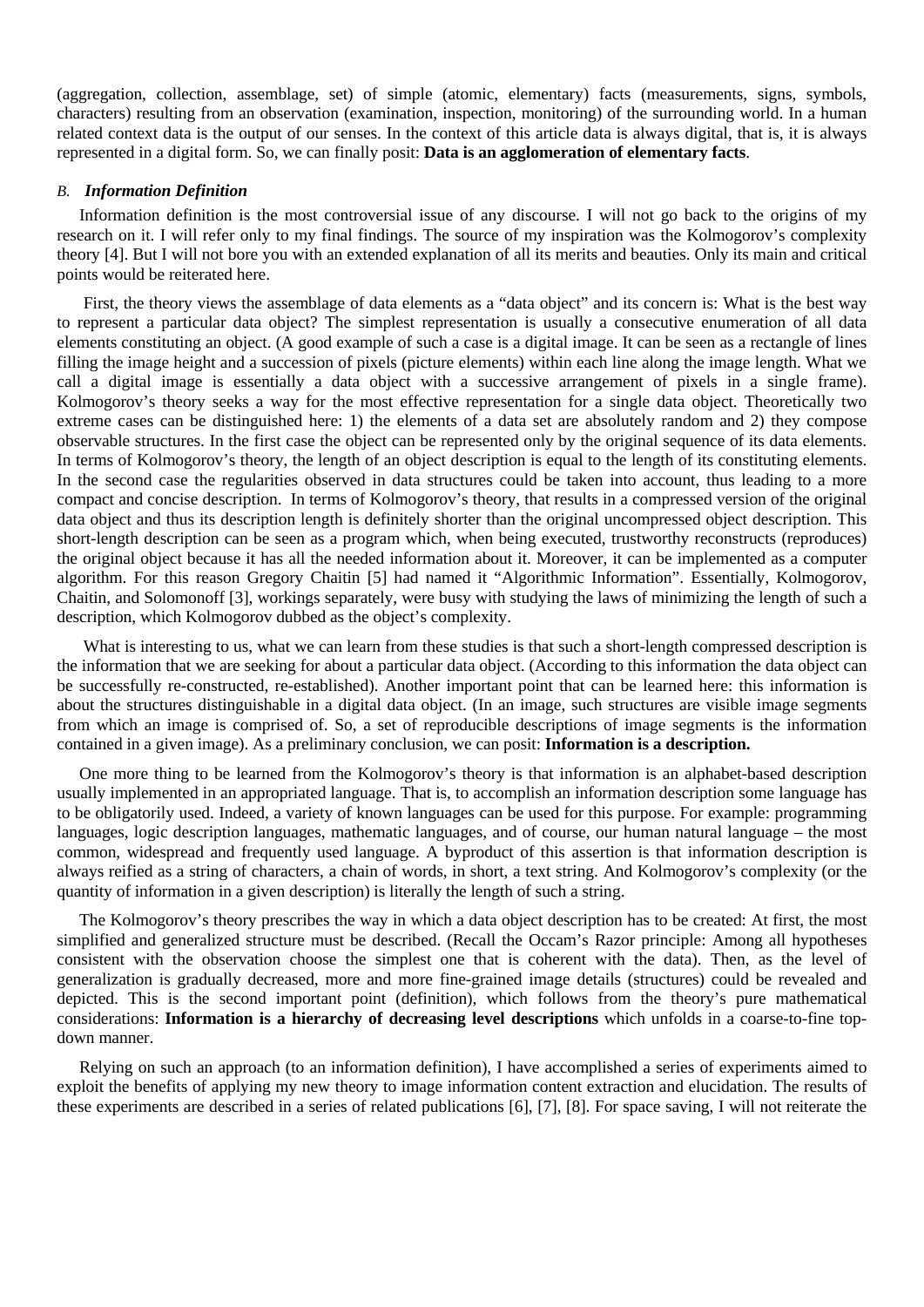(aggregation, collection, assemblage, set) of simple (atomic, elementary) facts (measurements, signs, symbols, characters) resulting from an observation (examination, inspection, monitoring) of the surrounding world. In a human related context data is the output of our senses. In the context of this article data is always digital, that is, it is always represented in a digital form. So, we can finally posit: **Data is an agglomeration of elementary facts**.

### *B. Information Definition*

Information definition is the most controversial issue of any discourse. I will not go back to the origins of my research on it. I will refer only to my final findings. The source of my inspiration was the Kolmogorov's complexity theory [4]. But I will not bore you with an extended explanation of all its merits and beauties. Only its main and critical points would be reiterated here.

First, the theory views the assemblage of data elements as a "data object" and its concern is: What is the best way to represent a particular data object? The simplest representation is usually a consecutive enumeration of all data elements constituting an object. (A good example of such a case is a digital image. It can be seen as a rectangle of lines filling the image height and a succession of pixels (picture elements) within each line along the image length. What we call a digital image is essentially a data object with a successive arrangement of pixels in a single frame). Kolmogorov's theory seeks a way for the most effective representation for a single data object. Theoretically two extreme cases can be distinguished here: 1) the elements of a data set are absolutely random and 2) they compose observable structures. In the first case the object can be represented only by the original sequence of its data elements. In terms of Kolmogorov's theory, the length of an object description is equal to the length of its constituting elements. In the second case the regularities observed in data structures could be taken into account, thus leading to a more compact and concise description. In terms of Kolmogorov's theory, that results in a compressed version of the original data object and thus its description length is definitely shorter than the original uncompressed object description. This short-length description can be seen as a program which, when being executed, trustworthy reconstructs (reproduces) the original object because it has all the needed information about it. Moreover, it can be implemented as a computer algorithm. For this reason Gregory Chaitin [5] had named it "Algorithmic Information". Essentially, Kolmogorov, Chaitin, and Solomonoff [3], workings separately, were busy with studying the laws of minimizing the length of such a description, which Kolmogorov dubbed as the object's complexity.

What is interesting to us, what we can learn from these studies is that such a short-length compressed description is the information that we are seeking for about a particular data object. (According to this information the data object can be successfully re-constructed, re-established). Another important point that can be learned here: this information is about the structures distinguishable in a digital data object. (In an image, such structures are visible image segments from which an image is comprised of. So, a set of reproducible descriptions of image segments is the information contained in a given image). As a preliminary conclusion, we can posit: **Information is a description.**

One more thing to be learned from the Kolmogorov's theory is that information is an alphabet-based description usually implemented in an appropriated language. That is, to accomplish an information description some language has to be obligatorily used. Indeed, a variety of known languages can be used for this purpose. For example: programming languages, logic description languages, mathematic languages, and of course, our human natural language – the most common, widespread and frequently used language. A byproduct of this assertion is that information description is always reified as a string of characters, a chain of words, in short, a text string. And Kolmogorov's complexity (or the quantity of information in a given description) is literally the length of such a string.

The Kolmogorov's theory prescribes the way in which a data object description has to be created: At first, the most simplified and generalized structure must be described. (Recall the Occam's Razor principle: Among all hypotheses consistent with the observation choose the simplest one that is coherent with the data). Then, as the level of generalization is gradually decreased, more and more fine-grained image details (structures) could be revealed and depicted. This is the second important point (definition), which follows from the theory's pure mathematical considerations: **Information is a hierarchy of decreasing level descriptions** which unfolds in a coarse-to-fine top-down manner.

Relying on such an approach (to an information definition), I have accomplished a series of experiments aimed to exploit the benefits of applying my new theory to image information content extraction and elucidation. The results of these experiments are described in a series of related publications [6], [7], [8]. For space saving, I will not reiterate the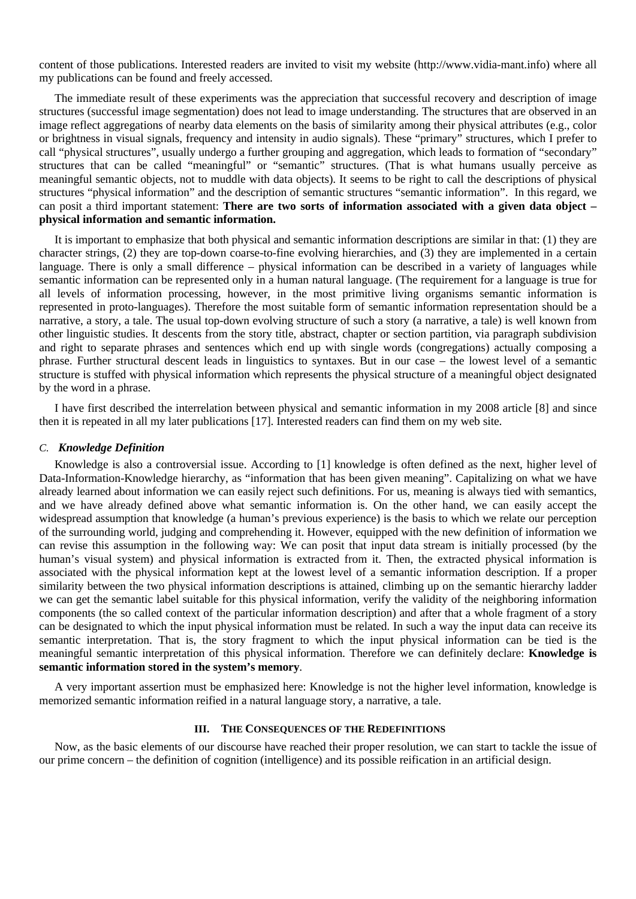content of those publications. Interested readers are invited to visit my website (http://www.vidia-mant.info) where all my publications can be found and freely accessed.

The immediate result of these experiments was the appreciation that successful recovery and description of image structures (successful image segmentation) does not lead to image understanding. The structures that are observed in an image reflect aggregations of nearby data elements on the basis of similarity among their physical attributes (e.g., color or brightness in visual signals, frequency and intensity in audio signals). These "primary" structures, which I prefer to call "physical structures", usually undergo a further grouping and aggregation, which leads to formation of "secondary" structures that can be called "meaningful" or "semantic" structures. (That is what humans usually perceive as meaningful semantic objects, not to muddle with data objects). It seems to be right to call the descriptions of physical structures "physical information" and the description of semantic structures "semantic information". In this regard, we can posit a third important statement: **There are two sorts of information associated with a given data object – physical information and semantic information.**

It is important to emphasize that both physical and semantic information descriptions are similar in that: (1) they are character strings, (2) they are top-down coarse-to-fine evolving hierarchies, and (3) they are implemented in a certain language. There is only a small difference – physical information can be described in a variety of languages while semantic information can be represented only in a human natural language. (The requirement for a language is true for all levels of information processing, however, in the most primitive living organisms semantic information is represented in proto-languages). Therefore the most suitable form of semantic information representation should be a narrative, a story, a tale. The usual top-down evolving structure of such a story (a narrative, a tale) is well known from other linguistic studies. It descents from the story title, abstract, chapter or section partition, via paragraph subdivision and right to separate phrases and sentences which end up with single words (congregations) actually composing a phrase. Further structural descent leads in linguistics to syntaxes. But in our case – the lowest level of a semantic structure is stuffed with physical information which represents the physical structure of a meaningful object designated by the word in a phrase.

I have first described the interrelation between physical and semantic information in my 2008 article [8] and since then it is repeated in all my later publications [17]. Interested readers can find them on my web site.

### C. *Knowledge Definition*

Knowledge is also a controversial issue. According to [1] knowledge is often defined as the next, higher level of Data-Information-Knowledge hierarchy, as "information that has been given meaning". Capitalizing on what we have already learned about information we can easily reject such definitions. For us, meaning is always tied with semantics, and we have already defined above what semantic information is. On the other hand, we can easily accept the widespread assumption that knowledge (a human's previous experience) is the basis to which we relate our perception of the surrounding world, judging and comprehending it. However, equipped with the new definition of information we can revise this assumption in the following way: We can posit that input data stream is initially processed (by the human's visual system) and physical information is extracted from it. Then, the extracted physical information is associated with the physical information kept at the lowest level of a semantic information description. If a proper similarity between the two physical information descriptions is attained, climbing up on the semantic hierarchy ladder we can get the semantic label suitable for this physical information, verify the validity of the neighboring information components (the so called context of the particular information description) and after that a whole fragment of a story can be designated to which the input physical information must be related. In such a way the input data can receive its semantic interpretation. That is, the story fragment to which the input physical information can be tied is the meaningful semantic interpretation of this physical information. Therefore we can definitely declare: **Knowledge is semantic information stored in the system's memory**.

A very important assertion must be emphasized here: Knowledge is not the higher level information, knowledge is memorized semantic information reified in a natural language story, a narrative, a tale.

## III. The Consequences of the Redefinitions

Now, as the basic elements of our discourse have reached their proper resolution, we can start to tackle the issue of our prime concern – the definition of cognition (intelligence) and its possible reification in an artificial design.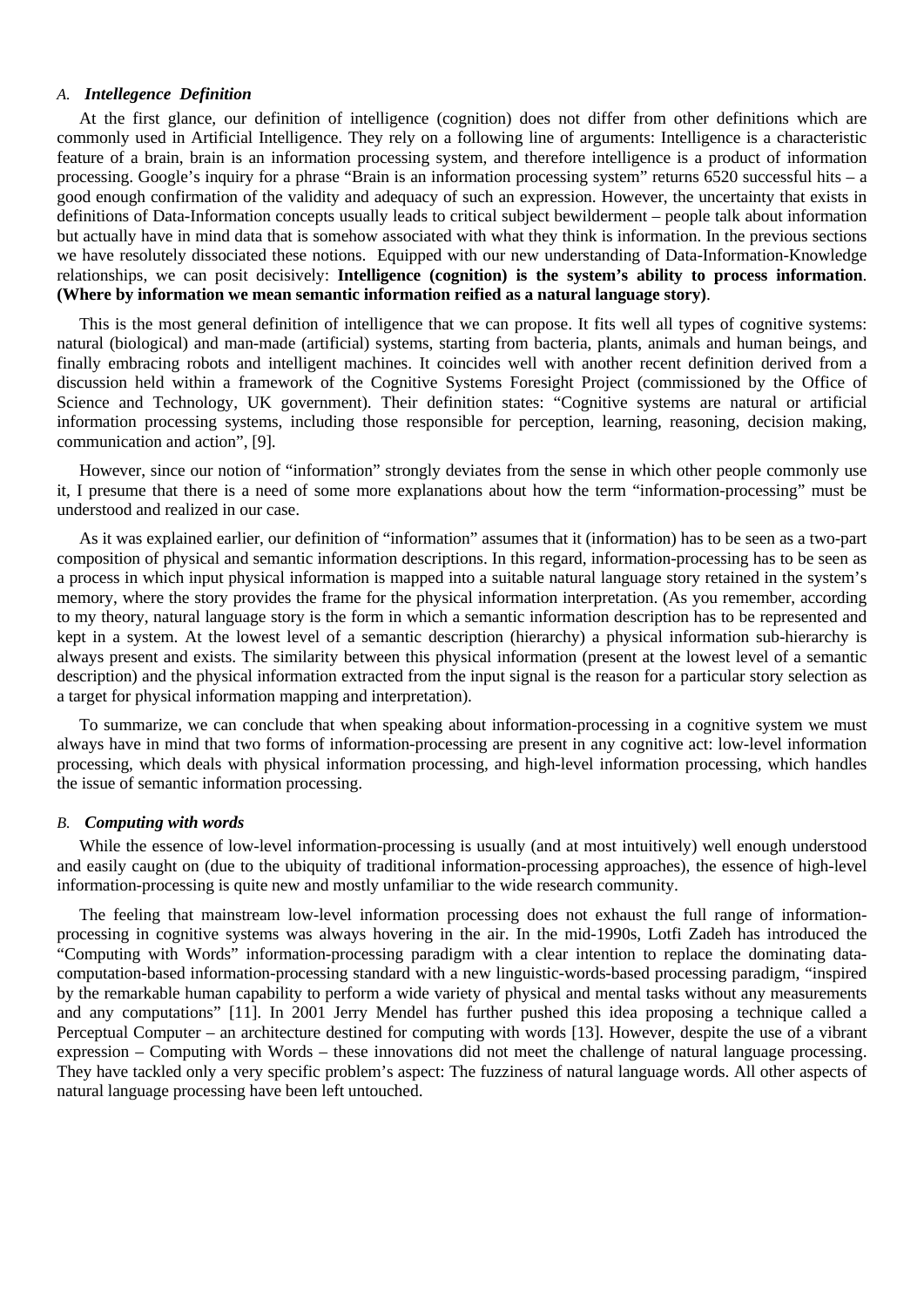### A. *Intellegence Definition*

At the first glance, our definition of intelligence (cognition) does not differ from other definitions which are commonly used in Artificial Intelligence. They rely on a following line of arguments: Intelligence is a characteristic feature of a brain, brain is an information processing system, and therefore intelligence is a product of information processing. Google's inquiry for a phrase "Brain is an information processing system" returns 6520 successful hits – a good enough confirmation of the validity and adequacy of such an expression. However, the uncertainty that exists in definitions of Data-Information concepts usually leads to critical subject bewilderment – people talk about information but actually have in mind data that is somehow associated with what they think is information. In the previous sections we have resolutely dissociated these notions. Equipped with our new understanding of Data-Information-Knowledge relationships, we can posit decisively: **Intelligence (cognition) is the system's ability to process information**. **(Where by information we mean semantic information reified as a natural language story)**.

This is the most general definition of intelligence that we can propose. It fits well all types of cognitive systems: natural (biological) and man-made (artificial) systems, starting from bacteria, plants, animals and human beings, and finally embracing robots and intelligent machines. It coincides well with another recent definition derived from a discussion held within a framework of the Cognitive Systems Foresight Project (commissioned by the Office of Science and Technology, UK government). Their definition states: "Cognitive systems are natural or artificial information processing systems, including those responsible for perception, learning, reasoning, decision making, communication and action", [9].

However, since our notion of "information" strongly deviates from the sense in which other people commonly use it, I presume that there is a need of some more explanations about how the term "information-processing" must be understood and realized in our case.

As it was explained earlier, our definition of "information" assumes that it (information) has to be seen as a two-part composition of physical and semantic information descriptions. In this regard, information-processing has to be seen as a process in which input physical information is mapped into a suitable natural language story retained in the system's memory, where the story provides the frame for the physical information interpretation. (As you remember, according to my theory, natural language story is the form in which a semantic information description has to be represented and kept in a system. At the lowest level of a semantic description (hierarchy) a physical information sub-hierarchy is always present and exists. The similarity between this physical information (present at the lowest level of a semantic description) and the physical information extracted from the input signal is the reason for a particular story selection as a target for physical information mapping and interpretation).

To summarize, we can conclude that when speaking about information-processing in a cognitive system we must always have in mind that two forms of information-processing are present in any cognitive act: low-level information processing, which deals with physical information processing, and high-level information processing, which handles the issue of semantic information processing.

### B. *Computing with words*

While the essence of low-level information-processing is usually (and at most intuitively) well enough understood and easily caught on (due to the ubiquity of traditional information-processing approaches), the essence of high-level information-processing is quite new and mostly unfamiliar to the wide research community.

The feeling that mainstream low-level information processing does not exhaust the full range of information-processing in cognitive systems was always hovering in the air. In the mid-1990s, Lotfi Zadeh has introduced the "Computing with Words" information-processing paradigm with a clear intention to replace the dominating data-computation-based information-processing standard with a new linguistic-words-based processing paradigm, "inspired by the remarkable human capability to perform a wide variety of physical and mental tasks without any measurements and any computations" [11]. In 2001 Jerry Mendel has further pushed this idea proposing a technique called a Perceptual Computer – an architecture destined for computing with words [13]. However, despite the use of a vibrant expression – Computing with Words – these innovations did not meet the challenge of natural language processing. They have tackled only a very specific problem's aspect: The fuzziness of natural language words. All other aspects of natural language processing have been left untouched.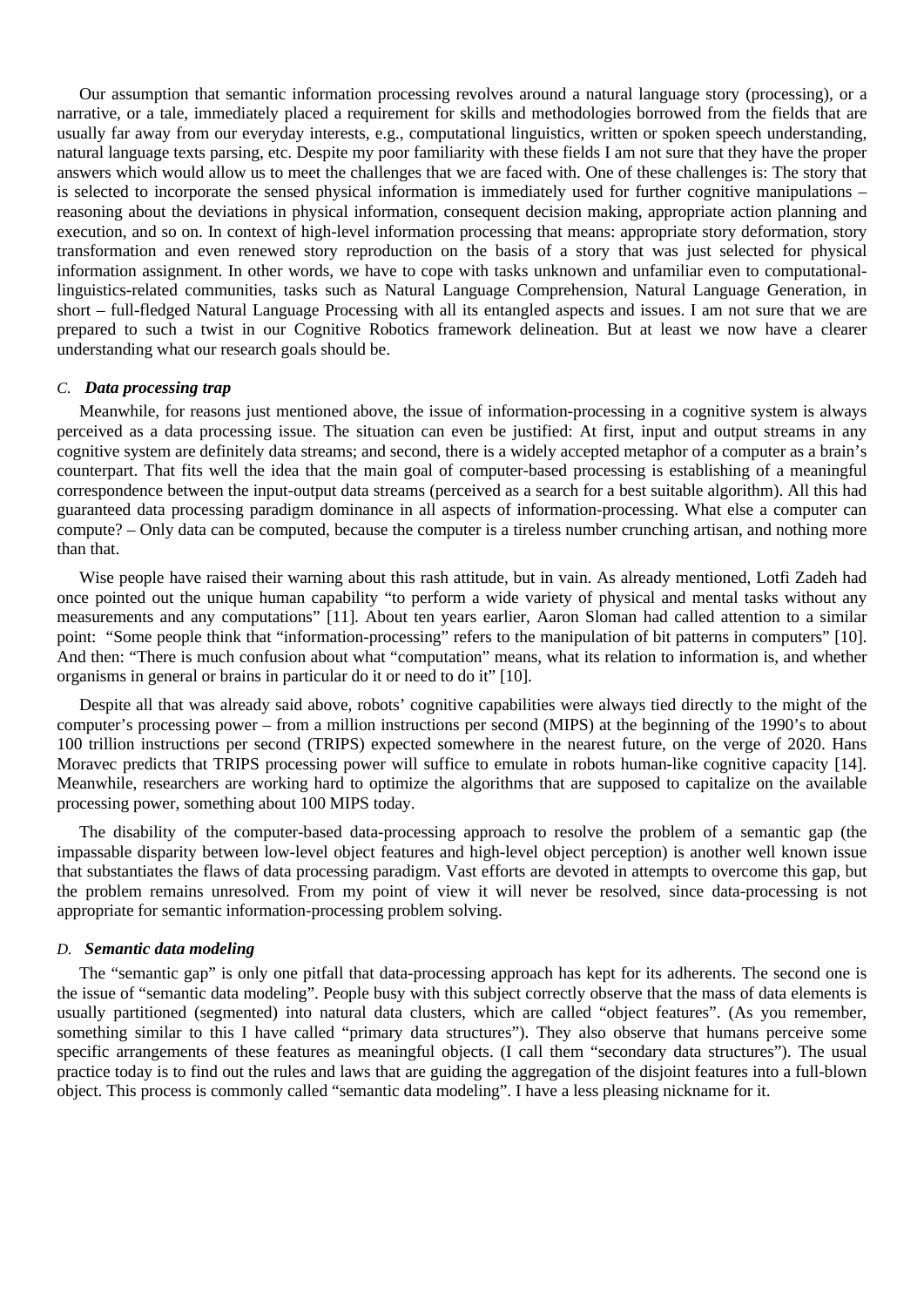Our assumption that semantic information processing revolves around a natural language story (processing), or a narrative, or a tale, immediately placed a requirement for skills and methodologies borrowed from the fields that are usually far away from our everyday interests, e.g., computational linguistics, written or spoken speech understanding, natural language texts parsing, etc. Despite my poor familiarity with these fields I am not sure that they have the proper answers which would allow us to meet the challenges that we are faced with. One of these challenges is: The story that is selected to incorporate the sensed physical information is immediately used for further cognitive manipulations – reasoning about the deviations in physical information, consequent decision making, appropriate action planning and execution, and so on. In context of high-level information processing that means: appropriate story deformation, story transformation and even renewed story reproduction on the basis of a story that was just selected for physical information assignment. In other words, we have to cope with tasks unknown and unfamiliar even to computational-linguistics-related communities, tasks such as Natural Language Comprehension, Natural Language Generation, in short – full-fledged Natural Language Processing with all its entangled aspects and issues. I am not sure that we are prepared to such a twist in our Cognitive Robotics framework delineation. But at least we now have a clearer understanding what our research goals should be.

### *C. Data processing trap*

Meanwhile, for reasons just mentioned above, the issue of information-processing in a cognitive system is always perceived as a data processing issue. The situation can even be justified: At first, input and output streams in any cognitive system are definitely data streams; and second, there is a widely accepted metaphor of a computer as a brain's counterpart. That fits well the idea that the main goal of computer-based processing is establishing of a meaningful correspondence between the input-output data streams (perceived as a search for a best suitable algorithm). All this had guaranteed data processing paradigm dominance in all aspects of information-processing. What else a computer can compute? – Only data can be computed, because the computer is a tireless number crunching artisan, and nothing more than that.

Wise people have raised their warning about this rash attitude, but in vain. As already mentioned, Lotfi Zadeh had once pointed out the unique human capability "to perform a wide variety of physical and mental tasks without any measurements and any computations" [11]. About ten years earlier, Aaron Sloman had called attention to a similar point: "Some people think that "information-processing" refers to the manipulation of bit patterns in computers" [10]. And then: "There is much confusion about what "computation" means, what its relation to information is, and whether organisms in general or brains in particular do it or need to do it" [10].

Despite all that was already said above, robots' cognitive capabilities were always tied directly to the might of the computer's processing power – from a million instructions per second (MIPS) at the beginning of the 1990's to about 100 trillion instructions per second (TRIPS) expected somewhere in the nearest future, on the verge of 2020. Hans Moravec predicts that TRIPS processing power will suffice to emulate in robots human-like cognitive capacity [14]. Meanwhile, researchers are working hard to optimize the algorithms that are supposed to capitalize on the available processing power, something about 100 MIPS today.

The disability of the computer-based data-processing approach to resolve the problem of a semantic gap (the impassable disparity between low-level object features and high-level object perception) is another well known issue that substantiates the flaws of data processing paradigm. Vast efforts are devoted in attempts to overcome this gap, but the problem remains unresolved. From my point of view it will never be resolved, since data-processing is not appropriate for semantic information-processing problem solving.

### *D. Semantic data modeling*

The "semantic gap" is only one pitfall that data-processing approach has kept for its adherents. The second one is the issue of "semantic data modeling". People busy with this subject correctly observe that the mass of data elements is usually partitioned (segmented) into natural data clusters, which are called "object features". (As you remember, something similar to this I have called "primary data structures"). They also observe that humans perceive some specific arrangements of these features as meaningful objects. (I call them "secondary data structures"). The usual practice today is to find out the rules and laws that are guiding the aggregation of the disjoint features into a full-blown object. This process is commonly called "semantic data modeling". I have a less pleasing nickname for it.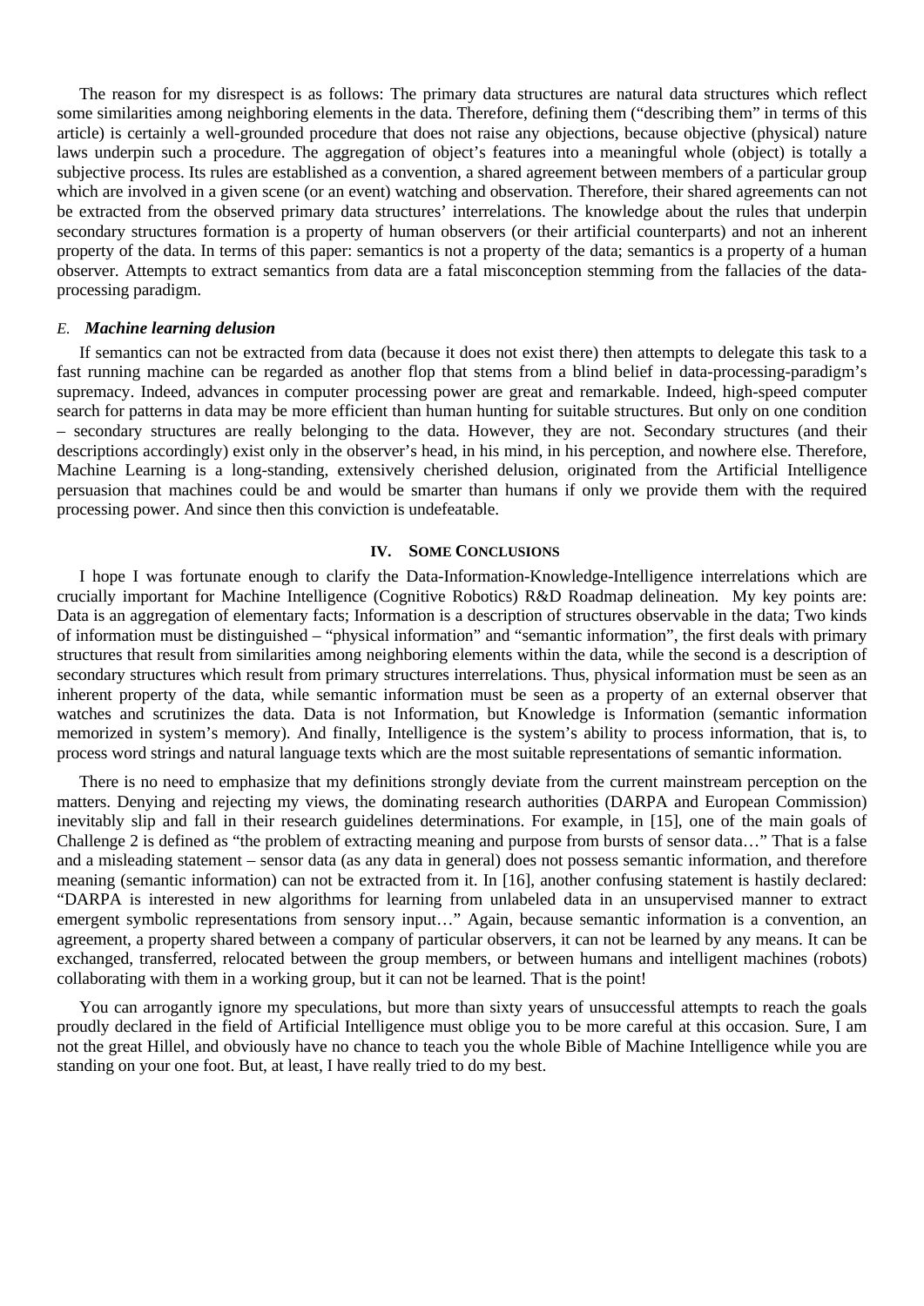The reason for my disrespect is as follows: The primary data structures are natural data structures which reflect some similarities among neighboring elements in the data. Therefore, defining them ("describing them" in terms of this article) is certainly a well-grounded procedure that does not raise any objections, because objective (physical) nature laws underpin such a procedure. The aggregation of object's features into a meaningful whole (object) is totally a subjective process. Its rules are established as a convention, a shared agreement between members of a particular group which are involved in a given scene (or an event) watching and observation. Therefore, their shared agreements can not be extracted from the observed primary data structures' interrelations. The knowledge about the rules that underpin secondary structures formation is a property of human observers (or their artificial counterparts) and not an inherent property of the data. In terms of this paper: semantics is not a property of the data; semantics is a property of a human observer. Attempts to extract semantics from data are a fatal misconception stemming from the fallacies of the data-processing paradigm.

### *E. Machine learning delusion*

If semantics can not be extracted from data (because it does not exist there) then attempts to delegate this task to a fast running machine can be regarded as another flop that stems from a blind belief in data-processing-paradigm's supremacy. Indeed, advances in computer processing power are great and remarkable. Indeed, high-speed computer search for patterns in data may be more efficient than human hunting for suitable structures. But only on one condition – secondary structures are really belonging to the data. However, they are not. Secondary structures (and their descriptions accordingly) exist only in the observer's head, in his mind, in his perception, and nowhere else. Therefore, Machine Learning is a long-standing, extensively cherished delusion, originated from the Artificial Intelligence persuasion that machines could be and would be smarter than humans if only we provide them with the required processing power. And since then this conviction is undefeatable.

## IV. Some Conclusions

I hope I was fortunate enough to clarify the Data-Information-Knowledge-Intelligence interrelations which are crucially important for Machine Intelligence (Cognitive Robotics) R&D Roadmap delineation. My key points are: Data is an aggregation of elementary facts; Information is a description of structures observable in the data; Two kinds of information must be distinguished – "physical information" and "semantic information", the first deals with primary structures that result from similarities among neighboring elements within the data, while the second is a description of secondary structures which result from primary structures interrelations. Thus, physical information must be seen as an inherent property of the data, while semantic information must be seen as a property of an external observer that watches and scrutinizes the data. Data is not Information, but Knowledge is Information (semantic information memorized in system's memory). And finally, Intelligence is the system's ability to process information, that is, to process word strings and natural language texts which are the most suitable representations of semantic information.

There is no need to emphasize that my definitions strongly deviate from the current mainstream perception on the matters. Denying and rejecting my views, the dominating research authorities (DARPA and European Commission) inevitably slip and fall in their research guidelines determinations. For example, in [15], one of the main goals of Challenge 2 is defined as "the problem of extracting meaning and purpose from bursts of sensor data…" That is a false and a misleading statement – sensor data (as any data in general) does not possess semantic information, and therefore meaning (semantic information) can not be extracted from it. In [16], another confusing statement is hastily declared: "DARPA is interested in new algorithms for learning from unlabeled data in an unsupervised manner to extract emergent symbolic representations from sensory input…" Again, because semantic information is a convention, an agreement, a property shared between a company of particular observers, it can not be learned by any means. It can be exchanged, transferred, relocated between the group members, or between humans and intelligent machines (robots) collaborating with them in a working group, but it can not be learned. That is the point!

You can arrogantly ignore my speculations, but more than sixty years of unsuccessful attempts to reach the goals proudly declared in the field of Artificial Intelligence must oblige you to be more careful at this occasion. Sure, I am not the great Hillel, and obviously have no chance to teach you the whole Bible of Machine Intelligence while you are standing on your one foot. But, at least, I have really tried to do my best.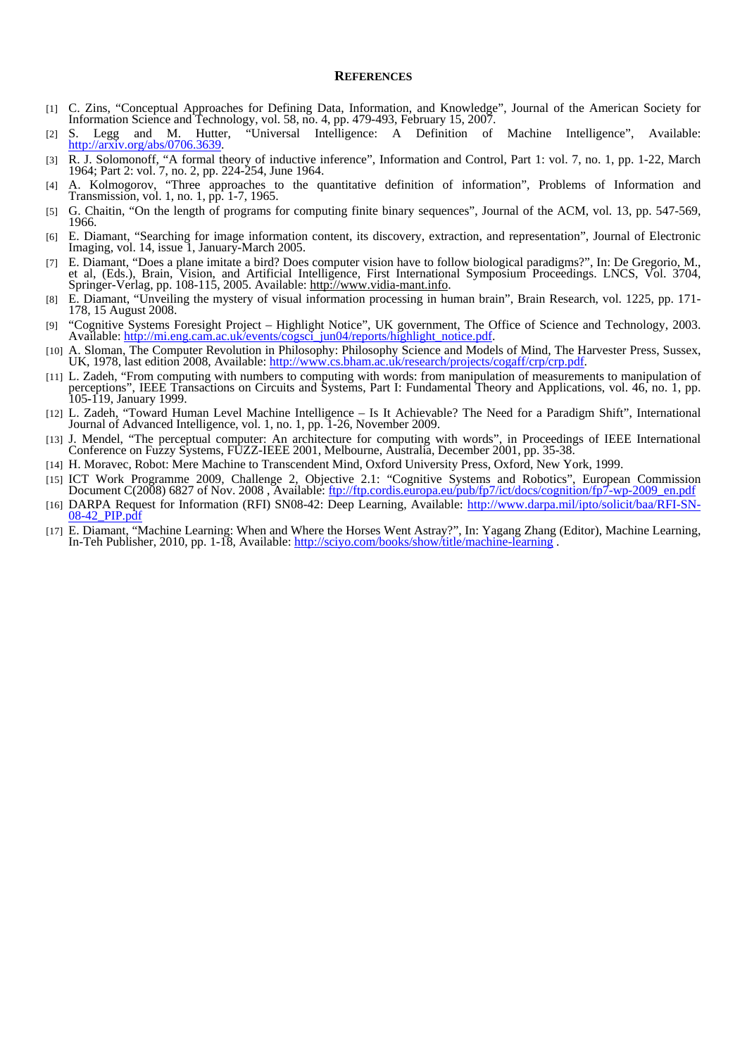## REFERENCES

[1] C. Zins, “Conceptual Approaches for Defining Data, Information, and Knowledge”, Journal of the American Society for Information Science and Technology, vol. 58, no. 4, pp. 479-493, February 15, 2007.

[2] S. Legg and M. Hutter, “Universal Intelligence: A Definition of Machine Intelligence”, Available: http://arxiv.org/abs/0706.3639.

[3] R. J. Solomonoff, “A formal theory of inductive inference”, Information and Control, Part 1: vol. 7, no. 1, pp. 1-22, March 1964; Part 2: vol. 7, no. 2, pp. 224-254, June 1964.

[4] A. Kolmogorov, “Three approaches to the quantitative definition of information”, Problems of Information and Transmission, vol. 1, no. 1, pp. 1-7, 1965.

[5] G. Chaitin, “On the length of programs for computing finite binary sequences”, Journal of the ACM, vol. 13, pp. 547-569, 1966.

[6] E. Diamant, “Searching for image information content, its discovery, extraction, and representation”, Journal of Electronic Imaging, vol. 14, issue 1, January-March 2005.

[7] E. Diamant, “Does a plane imitate a bird? Does computer vision have to follow biological paradigms?”, In: De Gregorio, M., et al, (Eds.), Brain, Vision, and Artificial Intelligence, First International Symposium Proceedings. LNCS, Vol. 3704, Springer-Verlag, pp. 108-115, 2005. Available: http://www.vidia-mant.info.

[8] E. Diamant, “Unveiling the mystery of visual information processing in human brain”, Brain Research, vol. 1225, pp. 171-178, 15 August 2008.

[9] “Cognitive Systems Foresight Project – Highlight Notice”, UK government, The Office of Science and Technology, 2003. Available: http://mi.eng.cam.ac.uk/events/cogsci_jun04/reports/highlight_notice.pdf.

[10] A. Sloman, The Computer Revolution in Philosophy: Philosophy Science and Models of Mind, The Harvester Press, Sussex, UK, 1978, last edition 2008, Available: http://www.cs.bham.ac.uk/research/projects/cogaff/crp/crp.pdf.

[11] L. Zadeh, “From computing with numbers to computing with words: from manipulation of measurements to manipulation of perceptions”, IEEE Transactions on Circuits and Systems, Part I: Fundamental Theory and Applications, vol. 46, no. 1, pp. 105-119, January 1999.

[12] L. Zadeh, “Toward Human Level Machine Intelligence – Is It Achievable? The Need for a Paradigm Shift”, International Journal of Advanced Intelligence, vol. 1, no. 1, pp. 1-26, November 2009.

[13] J. Mendel, “The perceptual computer: An architecture for computing with words”, in Proceedings of IEEE International Conference on Fuzzy Systems, FUZZ-IEEE 2001, Melbourne, Australia, December 2001, pp. 35-38.

[14] H. Moravec, Robot: Mere Machine to Transcendent Mind, Oxford University Press, Oxford, New York, 1999.

[15] ICT Work Programme 2009, Challenge 2, Objective 2.1: “Cognitive Systems and Robotics”, European Commission Document C(2008) 6827 of Nov. 2008 , Available: ftp://ftp.cordis.europa.eu/pub/fp7/ict/docs/cognition/fp7-wp-2009_en.pdf

[16] DARPA Request for Information (RFI) SN08-42: Deep Learning, Available: http://www.darpa.mil/ipto/solicit/baa/RFI-SN-08-42_PIP.pdf

[17] E. Diamant, “Machine Learning: When and Where the Horses Went Astray?”, In: Yagang Zhang (Editor), Machine Learning, In-Teh Publisher, 2010, pp. 1-18, Available: http://sciyo.com/books/show/title/machine-learning .